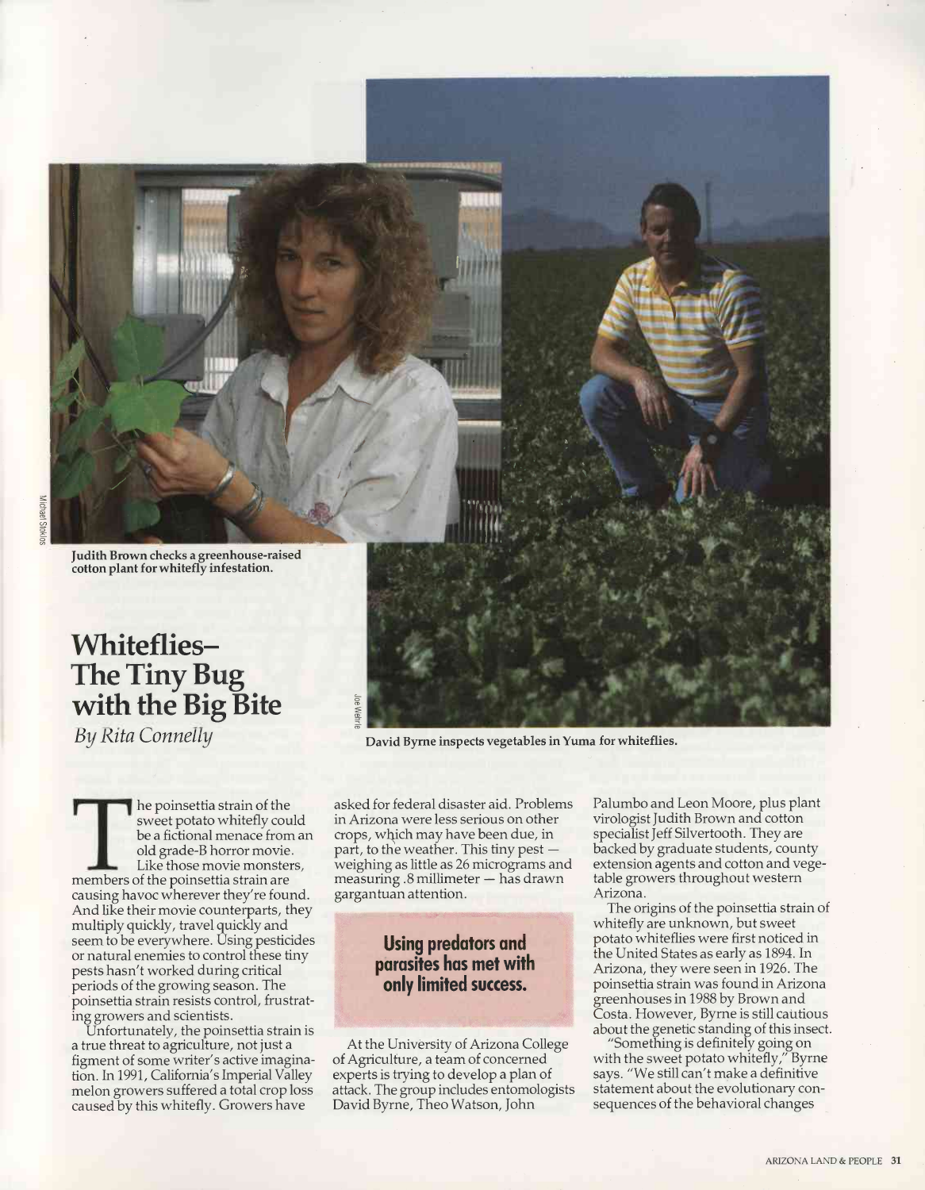Judith Brown checks a greenhouse-raised cotton plant for whitefly infestation.

David Byrne inspects vegetables in Yuma for whiteflies.

# Whiteflies– The Tiny Bug with the Big Bite

*By Rita Connelly*

The poinsettia strain of the sweet potato whitefly could be a fictional menace from an old grade-B horror movie. Like those movie monsters, members of the poinsettia strain are causing havoc wherever they're found. And like their movie counterparts, they multiply quickly, travel quickly and seem to be everywhere. Using pesticides or natural enemies to control these tiny pests hasn't worked during critical periods of the growing season. The poinsettia strain resists control, frustrating growers and scientists.

Unfortunately, the poinsettia strain is a true threat to agriculture, not just a figment of some writer's active imagination. In 1991, California's Imperial Valley melon growers suffered a total crop loss caused by this whitefly. Growers have asked for federal disaster aid. Problems in Arizona were less serious on other crops, which may have been due, in part, to the weather. This tiny pest — weighing as little as 26 micrograms and measuring .8 millimeter — has drawn gargantuan attention.

**Using predators and parasites has met with only limited success.**

At the University of Arizona College of Agriculture, a team of concerned experts is trying to develop a plan of attack. The group includes entomologists David Byrne, Theo Watson, John Palumbo and Leon Moore, plus plant virologist Judith Brown and cotton specialist Jeff Silvertooth. They are backed by graduate students, county extension agents and cotton and vegetable growers throughout western Arizona.

The origins of the poinsettia strain of whitefly are unknown, but sweet potato whiteflies were first noticed in the United States as early as 1894. In Arizona, they were seen in 1926. The poinsettia strain was found in Arizona greenhouses in 1988 by Brown and Costa. However, Byrne is still cautious about the genetic standing of this insect.

"Something is definitely going on with the sweet potato whitefly," Byrne says. "We still can't make a definitive statement about the evolutionary consequences of the behavioral changes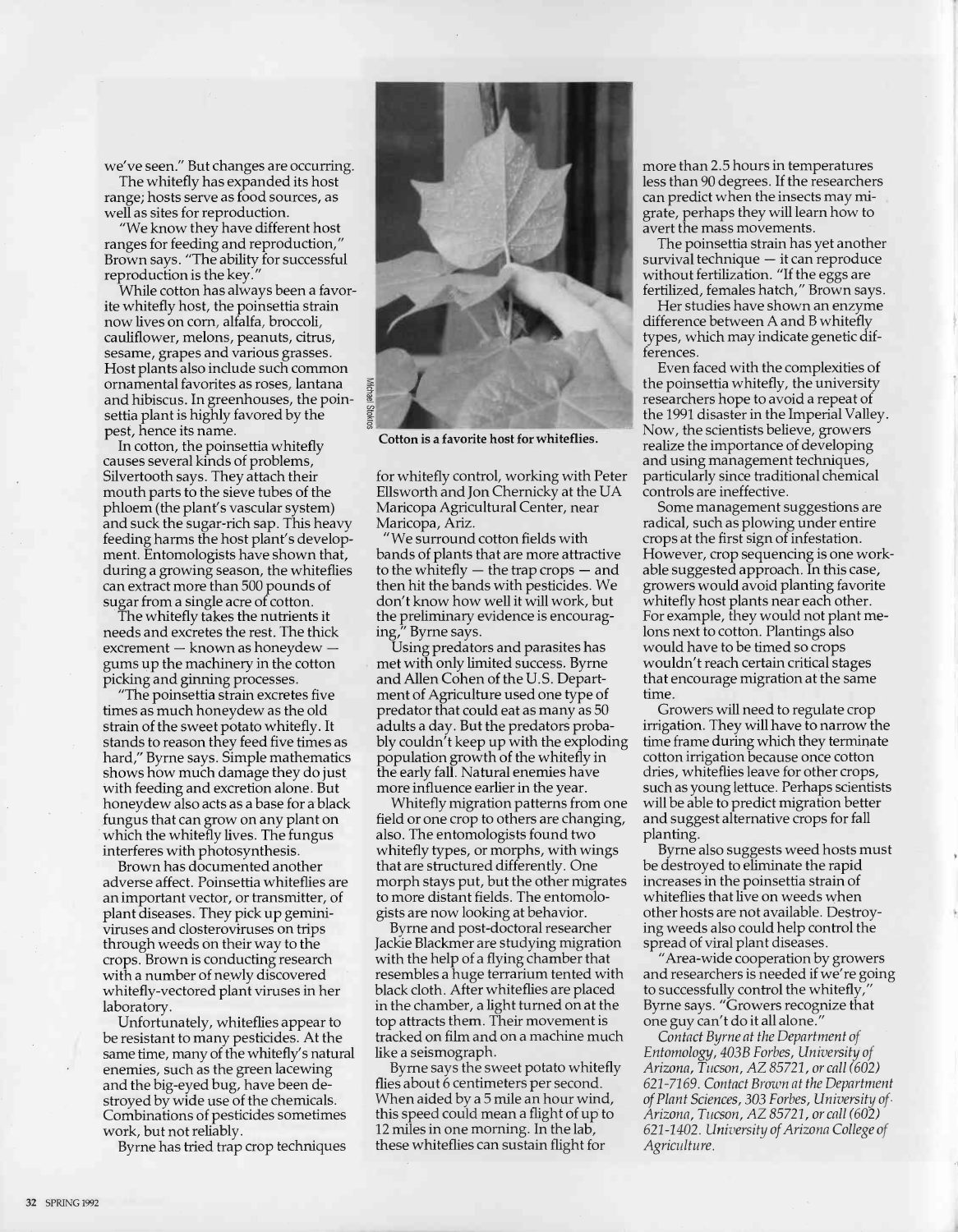we've seen." But changes are occurring.

The whitefly has expanded its host range; hosts serve as food sources, as well as sites for reproduction.

"We know they have different host ranges for feeding and reproduction," Brown says. "The ability for successful reproduction is the key."

While cotton has always been a favorite whitefly host, the poinsettia strain now lives on corn, alfalfa, broccoli, cauliflower, melons, peanuts, citrus, sesame, grapes and various grasses. Host plants also include such common ornamental favorites as roses, lantana and hibiscus. In greenhouses, the poinsettia plant is highly favored by the pest, hence its name.

In cotton, the poinsettia whitefly causes several kinds of problems, Silvertooth says. They attach their mouth parts to the sieve tubes of the phloem (the plant's vascular system) and suck the sugar-rich sap. This heavy feeding harms the host plant's development. Entomologists have shown that, during a growing season, the whiteflies can extract more than 500 pounds of sugar from a single acre of cotton.

The whitefly takes the nutrients it needs and excretes the rest. The thick excrement — known as honeydew — gums up the machinery in the cotton picking and ginning processes.

"The poinsettia strain excretes five times as much honeydew as the old strain of the sweet potato whitefly. It stands to reason they feed five times as hard," Byrne says. Simple mathematics shows how much damage they do just with feeding and excretion alone. But honeydew also acts as a base for a black fungus that can grow on any plant on which the whitefly lives. The fungus interferes with photosynthesis.

Brown has documented another adverse affect. Poinsettia whiteflies are an important vector, or transmitter, of plant diseases. They pick up geminiviruses and closteroviruses on trips through weeds on their way to the crops. Brown is conducting research with a number of newly discovered whitefly-vectored plant viruses in her laboratory.

Unfortunately, whiteflies appear to be resistant to many pesticides. At the same time, many of the whitefly's natural enemies, such as the green lacewing and the big-eyed bug, have been destroyed by wide use of the chemicals. Combinations of pesticides sometimes work, but not reliably.

Byrne has tried trap crop techniques for whitefly control, working with Peter Ellsworth and Jon Chernicky at the UA Maricopa Agricultural Center, near Maricopa, Ariz.

Michael Stoklos

Cotton is a favorite host for whiteflies.

"We surround cotton fields with bands of plants that are more attractive to the whitefly — the trap crops — and then hit the bands with pesticides. We don't know how well it will work, but the preliminary evidence is encouraging," Byrne says.

Using predators and parasites has met with only limited success. Byrne and Allen Cohen of the U.S. Department of Agriculture used one type of predator that could eat as many as 50 adults a day. But the predators probably couldn't keep up with the exploding population growth of the whitefly in the early fall. Natural enemies have more influence earlier in the year.

Whitefly migration patterns from one field or one crop to others are changing, also. The entomologists found two whitefly types, or morphs, with wings that are structured differently. One morph stays put, but the other migrates to more distant fields. The entomologists are now looking at behavior.

Byrne and post-doctoral researcher Jackie Blackmer are studying migration with the help of a flying chamber that resembles a huge terrarium tented with black cloth. After whiteflies are placed in the chamber, a light turned on at the top attracts them. Their movement is tracked on film and on a machine much like a seismograph.

Byrne says the sweet potato whitefly flies about 6 centimeters per second. When aided by a 5 mile an hour wind, this speed could mean a flight of up to 12 miles in one morning. In the lab, these whiteflies can sustain flight for more than 2.5 hours in temperatures less than 90 degrees. If the researchers can predict when the insects may migrate, perhaps they will learn how to avert the mass movements.

The poinsettia strain has yet another survival technique — it can reproduce without fertilization. "If the eggs are fertilized, females hatch," Brown says.

Her studies have shown an enzyme difference between A and B whitefly types, which may indicate genetic differences.

Even faced with the complexities of the poinsettia whitefly, the university researchers hope to avoid a repeat of the 1991 disaster in the Imperial Valley. Now, the scientists believe, growers realize the importance of developing and using management techniques, particularly since traditional chemical controls are ineffective.

Some management suggestions are radical, such as plowing under entire crops at the first sign of infestation. However, crop sequencing is one workable suggested approach. In this case, growers would avoid planting favorite whitefly host plants near each other. For example, they would not plant melons next to cotton. Plantings also would have to be timed so crops wouldn't reach certain critical stages that encourage migration at the same time.

Growers will need to regulate crop irrigation. They will have to narrow the time frame during which they terminate cotton irrigation because once cotton dries, whiteflies leave for other crops, such as young lettuce. Perhaps scientists will be able to predict migration better and suggest alternative crops for fall planting.

Byrne also suggests weed hosts must be destroyed to eliminate the rapid increases in the poinsettia strain of whiteflies that live on weeds when other hosts are not available. Destroying weeds also could help control the spread of viral plant diseases.

"Area-wide cooperation by growers and researchers is needed if we're going to successfully control the whitefly," Byrne says. "Growers recognize that one guy can't do it all alone."

*Contact Byrne at the Department of Entomology, 403B Forbes, University of Arizona, Tucson, AZ 85721, or call (602) 621-7169. Contact Brown at the Department of Plant Sciences, 303 Forbes, University of Arizona, Tucson, AZ 85721, or call (602) 621-1402. University of Arizona College of Agriculture.*